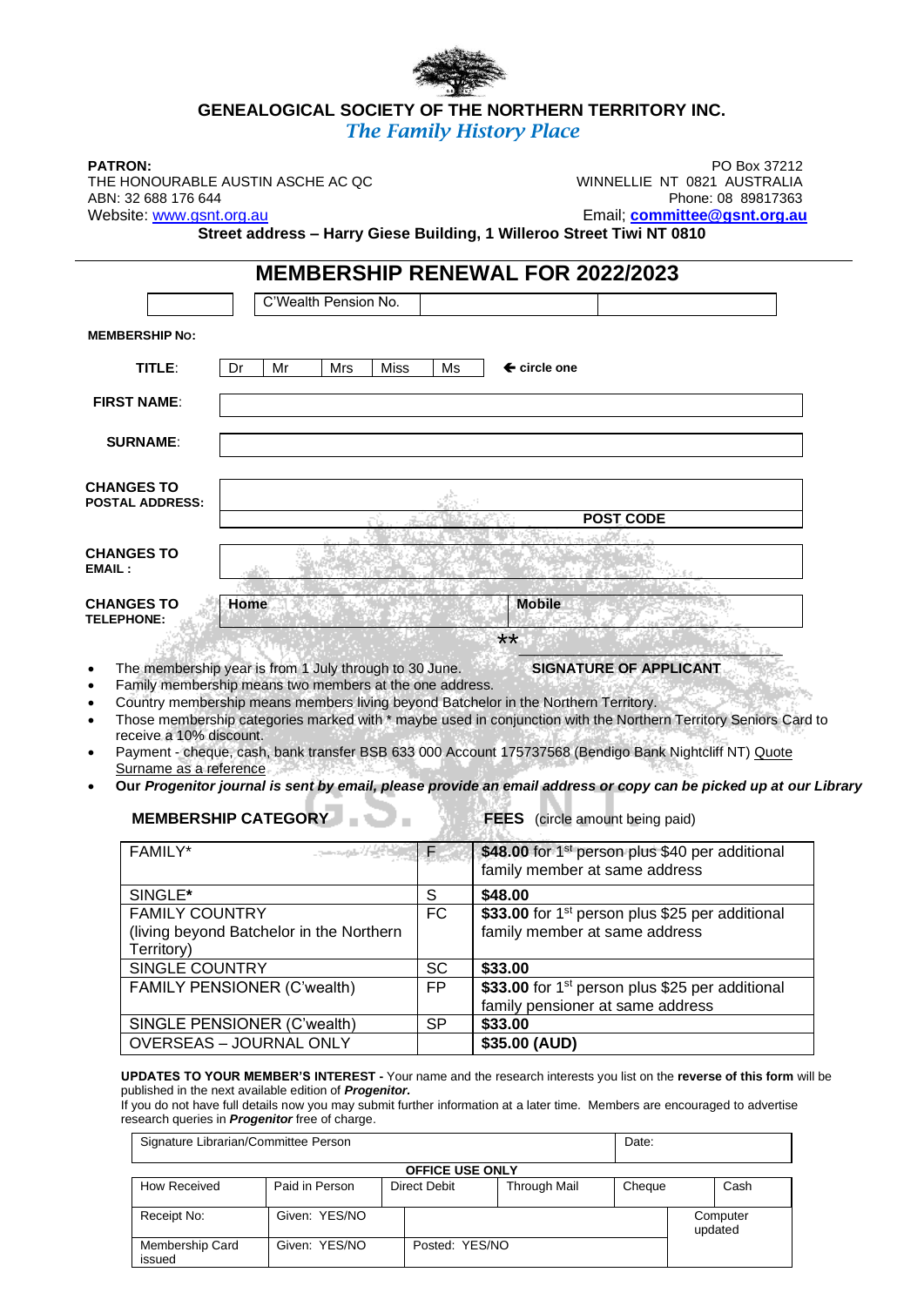# GENEALOGICAL SOCIETY OF THE NORTHERN TERRITORY INC.

*The Family History Place*

**PATRON:**
THE HONOURABLE AUSTIN ASCHE AC QC
ABN: 32 688 176 644
Website: www.gsnt.org.au

PO Box 37212
WINNELLIE NT 0821 AUSTRALIA
Phone: 08 89817363
Email; **committee@gsnt.org.au**

**Street address – Harry Giese Building, 1 Willeroo Street Tiwi NT 0810**

## MEMBERSHIP RENEWAL FOR 2022/2023

| | C'Wealth Pension No. | | |
|---|---|---|---|

**MEMBERSHIP No:**

**TITLE**: Dr | Mr | Mrs | Miss | Ms ← **circle one**

**FIRST NAME**:

**SURNAME**:

**CHANGES TO POSTAL ADDRESS:**

**POST CODE**

**CHANGES TO EMAIL :**

**CHANGES TO TELEPHONE:** **Home** **Mobile**

**

**SIGNATURE OF APPLICANT**

- The membership year is from 1 July through to 30 June.
- Family membership means two members at the one address.
- Country membership means members living beyond Batchelor in the Northern Territory.
- Those membership categories marked with * maybe used in conjunction with the Northern Territory Seniors Card to receive a 10% discount.
- Payment - cheque, cash, bank transfer BSB 633 000 Account 175737568 (Bendigo Bank Nightcliff NT) Quote Surname as a reference
- ***Our Progenitor journal is sent by email, please provide an email address or copy can be picked up at our Library***

**MEMBERSHIP CATEGORY** **FEES** (circle amount being paid)

| | | |
|---|---|---|
| FAMILY* | F | **$48.00** for 1st person plus $40 per additional family member at same address |
| SINGLE* | S | **$48.00** |
| FAMILY COUNTRY (living beyond Batchelor in the Northern Territory) | FC | **$33.00** for 1st person plus $25 per additional family member at same address |
| SINGLE COUNTRY | SC | **$33.00** |
| FAMILY PENSIONER (C'wealth) | FP | **$33.00** for 1st person plus $25 per additional family pensioner at same address |
| SINGLE PENSIONER (C'wealth) | SP | **$33.00** |
| OVERSEAS – JOURNAL ONLY | | **$35.00 (AUD)** |

**UPDATES TO YOUR MEMBER'S INTEREST -** Your name and the research interests you list on the **reverse of this form** will be published in the next available edition of ***Progenitor.***
If you do not have full details now you may submit further information at a later time. Members are encouraged to advertise research queries in ***Progenitor*** free of charge.

| Signature Librarian/Committee Person | Date: |
|---|---|

**OFFICE USE ONLY**

| How Received | Paid in Person | Direct Debit | Through Mail | Cheque | Cash |
|---|---|---|---|---|---|
| Receipt No: | Given: YES/NO | | | Computer updated | |
| Membership Card issued | Given: YES/NO | Posted: YES/NO | | | |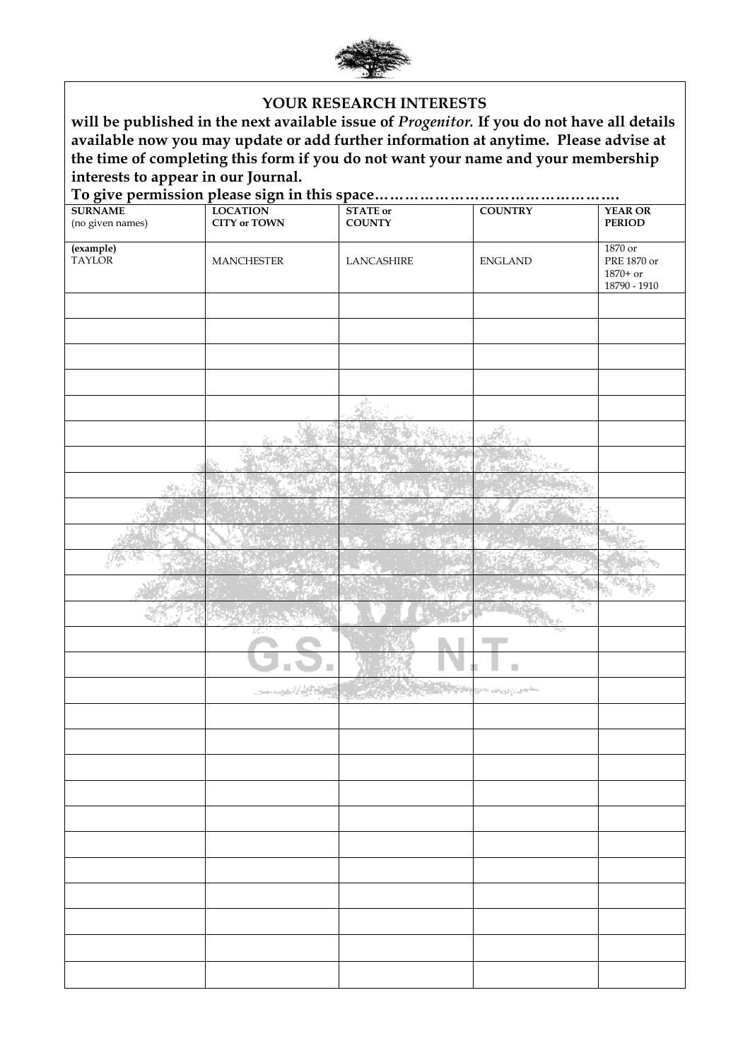## YOUR RESEARCH INTERESTS

**will be published in the next available issue of *Progenitor.* If you do not have all details available now you may update or add further information at anytime. Please advise at the time of completing this form if you do not want your name and your membership interests to appear in our Journal.**

**To give permission please sign in this space………………………………………….**

| **SURNAME** (no given names) | **LOCATION CITY or TOWN** | **STATE or COUNTY** | **COUNTRY** | **YEAR OR PERIOD** |
|---|---|---|---|---|
| **(example)** TAYLOR | MANCHESTER | LANCASHIRE | ENGLAND | 1870 or PRE 1870 or 1870+ or 18790 - 1910 |
| | | | | |
| | | | | |
| | | | | |
| | | | | |
| | | | | |
| | | | | |
| | | | | |
| | | | | |
| | | | | |
| | | | | |
| | | | | |
| | | | | |
| | | | | |
| | | | | |
| | | | | |
| | | | | |
| | | | | |
| | | | | |
| | | | | |
| | | | | |
| | | | | |
| | | | | |
| | | | | |
| | | | | |
| | | | | |
| | | | | |
| | | | | |